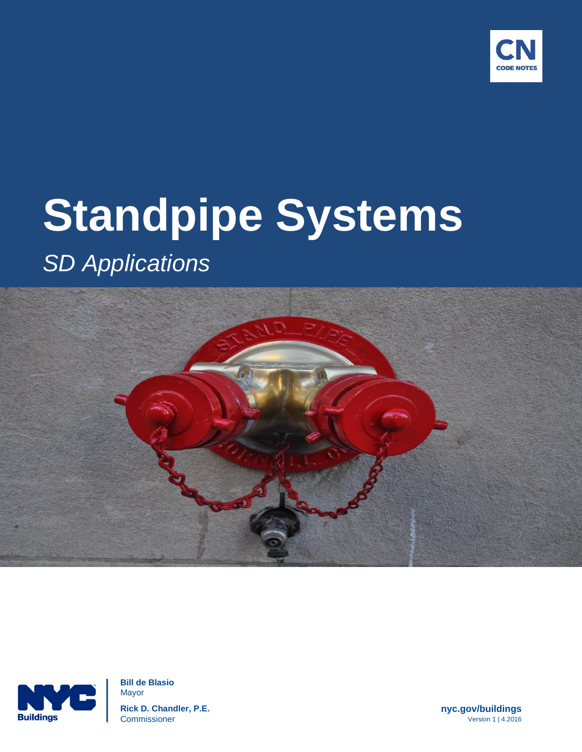CN
CODE NOTES

# Standpipe Systems

*SD Applications*

NYC Buildings

**Bill de Blasio**
Mayor

**Rick D. Chandler, P.E.**
Commissioner

**nyc.gov/buildings**
Version 1 | 4.2016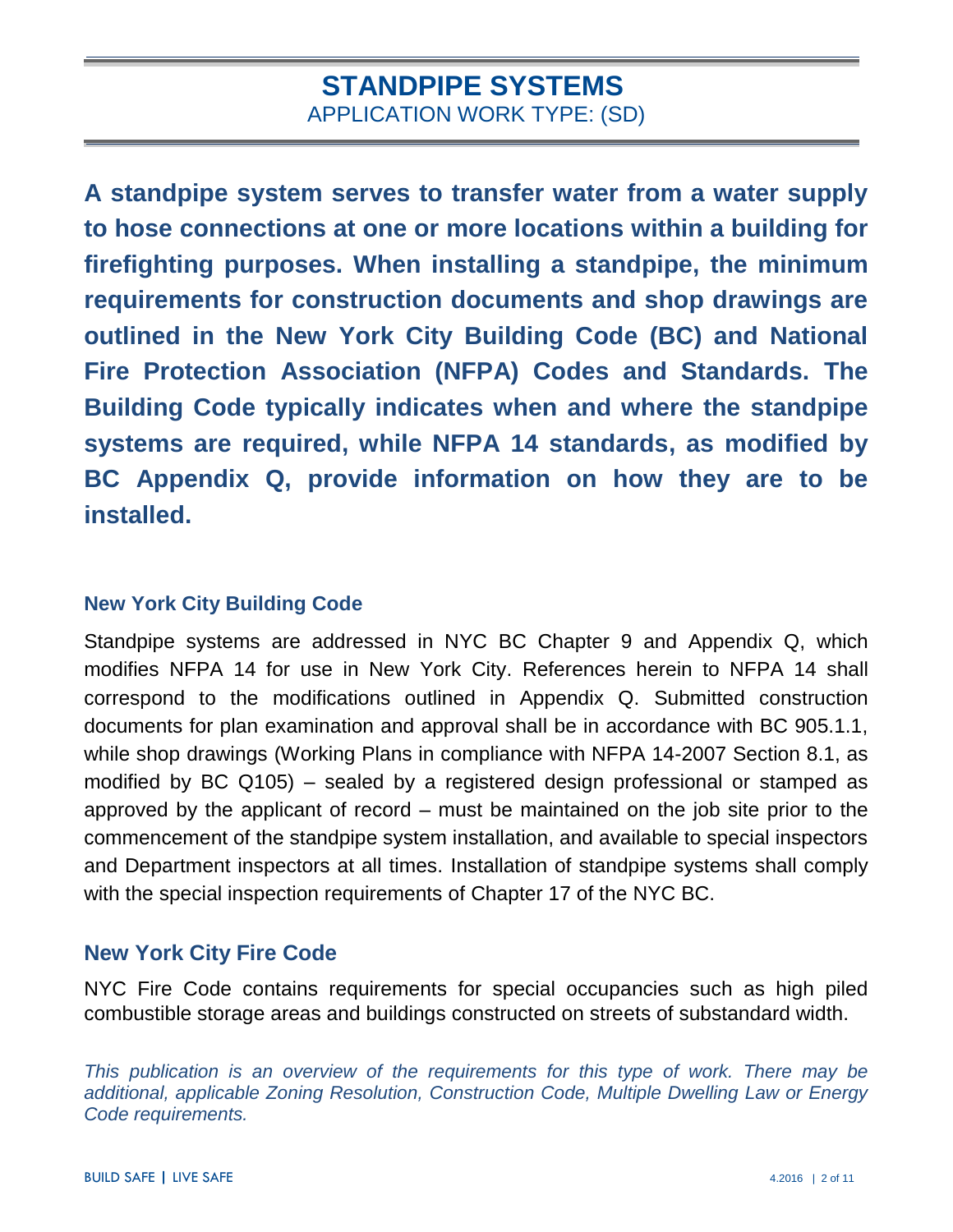# STANDPIPE SYSTEMS

APPLICATION WORK TYPE: (SD)

**A standpipe system serves to transfer water from a water supply to hose connections at one or more locations within a building for firefighting purposes. When installing a standpipe, the minimum requirements for construction documents and shop drawings are outlined in the New York City Building Code (BC) and National Fire Protection Association (NFPA) Codes and Standards. The Building Code typically indicates when and where the standpipe systems are required, while NFPA 14 standards, as modified by BC Appendix Q, provide information on how they are to be installed.**

## New York City Building Code

Standpipe systems are addressed in NYC BC Chapter 9 and Appendix Q, which modifies NFPA 14 for use in New York City. References herein to NFPA 14 shall correspond to the modifications outlined in Appendix Q. Submitted construction documents for plan examination and approval shall be in accordance with BC 905.1.1, while shop drawings (Working Plans in compliance with NFPA 14-2007 Section 8.1, as modified by BC Q105) – sealed by a registered design professional or stamped as approved by the applicant of record – must be maintained on the job site prior to the commencement of the standpipe system installation, and available to special inspectors and Department inspectors at all times. Installation of standpipe systems shall comply with the special inspection requirements of Chapter 17 of the NYC BC.

## New York City Fire Code

NYC Fire Code contains requirements for special occupancies such as high piled combustible storage areas and buildings constructed on streets of substandard width.

*This publication is an overview of the requirements for this type of work. There may be additional, applicable Zoning Resolution, Construction Code, Multiple Dwelling Law or Energy Code requirements.*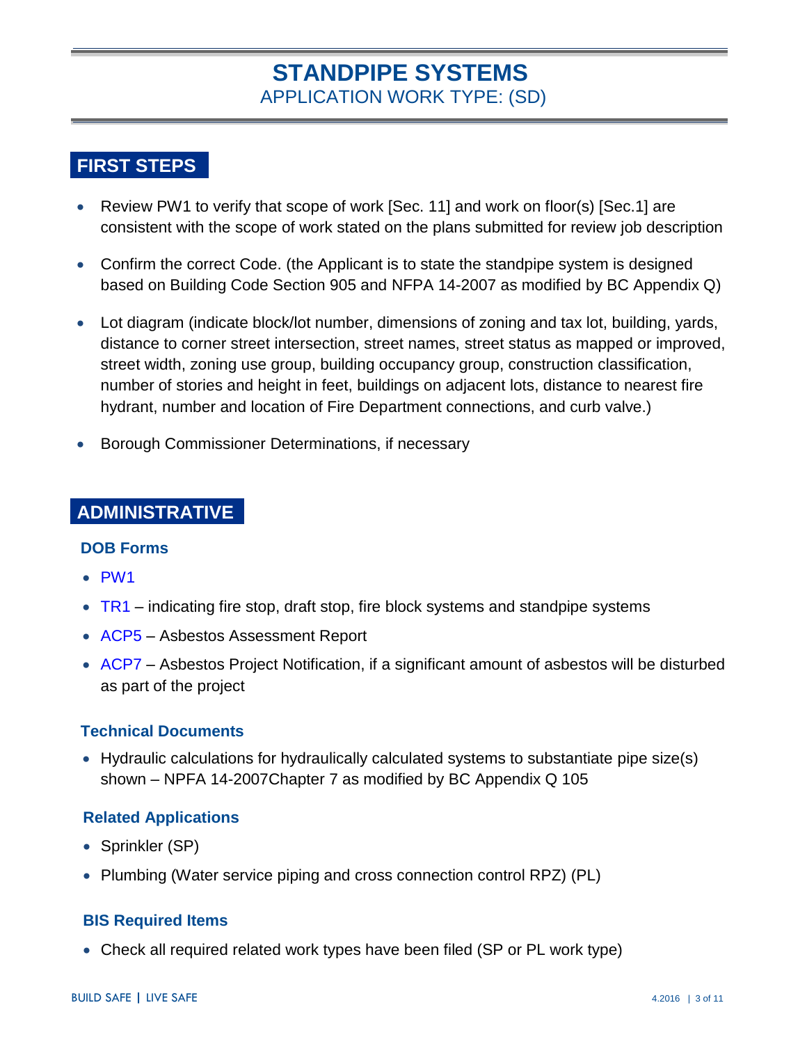# STANDPIPE SYSTEMS

APPLICATION WORK TYPE: (SD)

## FIRST STEPS

- Review PW1 to verify that scope of work [Sec. 11] and work on floor(s) [Sec.1] are consistent with the scope of work stated on the plans submitted for review job description
- Confirm the correct Code. (the Applicant is to state the standpipe system is designed based on Building Code Section 905 and NFPA 14-2007 as modified by BC Appendix Q)
- Lot diagram (indicate block/lot number, dimensions of zoning and tax lot, building, yards, distance to corner street intersection, street names, street status as mapped or improved, street width, zoning use group, building occupancy group, construction classification, number of stories and height in feet, buildings on adjacent lots, distance to nearest fire hydrant, number and location of Fire Department connections, and curb valve.)
- Borough Commissioner Determinations, if necessary

## ADMINISTRATIVE

### DOB Forms

- PW1
- TR1 – indicating fire stop, draft stop, fire block systems and standpipe systems
- ACP5 – Asbestos Assessment Report
- ACP7 – Asbestos Project Notification, if a significant amount of asbestos will be disturbed as part of the project

### Technical Documents

- Hydraulic calculations for hydraulically calculated systems to substantiate pipe size(s) shown – NPFA 14-2007Chapter 7 as modified by BC Appendix Q 105

### Related Applications

- Sprinkler (SP)
- Plumbing (Water service piping and cross connection control RPZ) (PL)

### BIS Required Items

- Check all required related work types have been filed (SP or PL work type)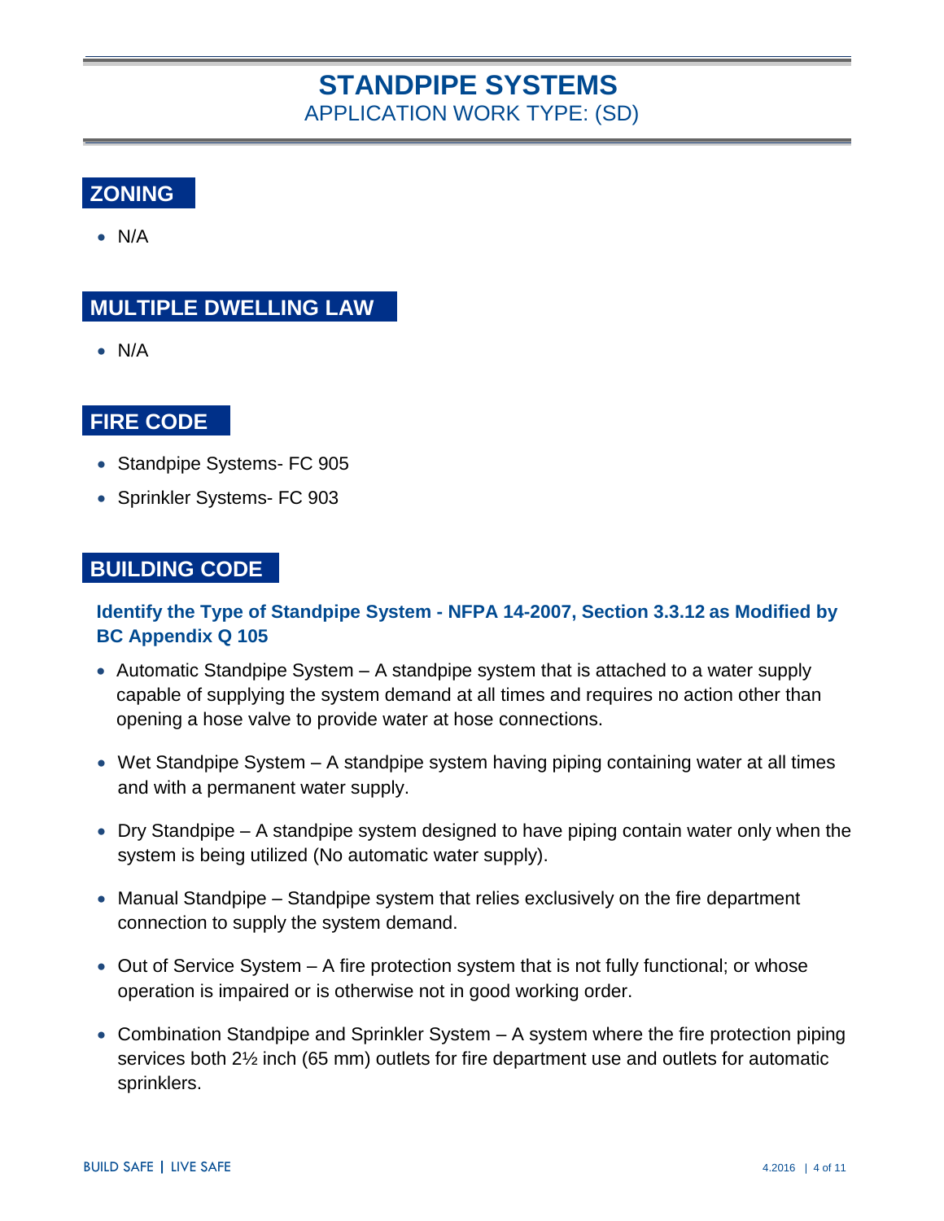# STANDPIPE SYSTEMS

APPLICATION WORK TYPE: (SD)

## ZONING

- N/A

## MULTIPLE DWELLING LAW

- N/A

## FIRE CODE

- Standpipe Systems- FC 905
- Sprinkler Systems- FC 903

## BUILDING CODE

### Identify the Type of Standpipe System - NFPA 14-2007, Section 3.3.12 as Modified by BC Appendix Q 105

- Automatic Standpipe System – A standpipe system that is attached to a water supply capable of supplying the system demand at all times and requires no action other than opening a hose valve to provide water at hose connections.
- Wet Standpipe System – A standpipe system having piping containing water at all times and with a permanent water supply.
- Dry Standpipe – A standpipe system designed to have piping contain water only when the system is being utilized (No automatic water supply).
- Manual Standpipe – Standpipe system that relies exclusively on the fire department connection to supply the system demand.
- Out of Service System – A fire protection system that is not fully functional; or whose operation is impaired or is otherwise not in good working order.
- Combination Standpipe and Sprinkler System – A system where the fire protection piping services both 2½ inch (65 mm) outlets for fire department use and outlets for automatic sprinklers.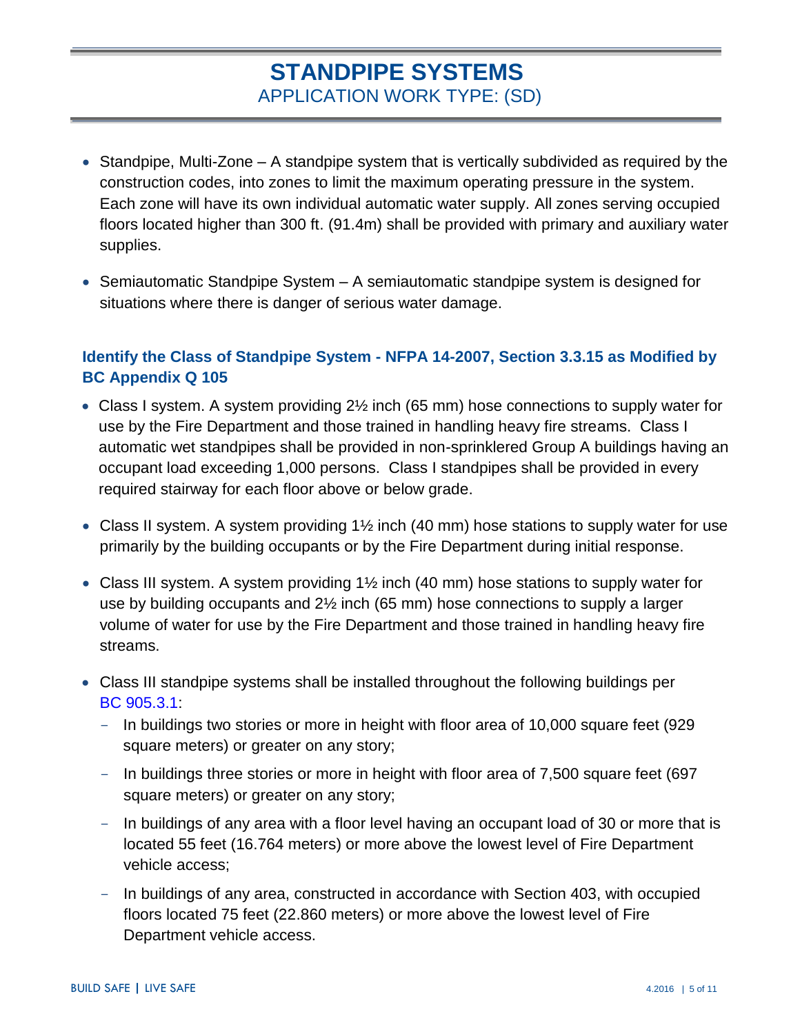- Standpipe, Multi-Zone – A standpipe system that is vertically subdivided as required by the construction codes, into zones to limit the maximum operating pressure in the system. Each zone will have its own individual automatic water supply. All zones serving occupied floors located higher than 300 ft. (91.4m) shall be provided with primary and auxiliary water supplies.

- Semiautomatic Standpipe System – A semiautomatic standpipe system is designed for situations where there is danger of serious water damage.

### Identify the Class of Standpipe System - NFPA 14-2007, Section 3.3.15 as Modified by BC Appendix Q 105

- Class I system. A system providing 2½ inch (65 mm) hose connections to supply water for use by the Fire Department and those trained in handling heavy fire streams. Class I automatic wet standpipes shall be provided in non-sprinklered Group A buildings having an occupant load exceeding 1,000 persons. Class I standpipes shall be provided in every required stairway for each floor above or below grade.

- Class II system. A system providing 1½ inch (40 mm) hose stations to supply water for use primarily by the building occupants or by the Fire Department during initial response.

- Class III system. A system providing 1½ inch (40 mm) hose stations to supply water for use by building occupants and 2½ inch (65 mm) hose connections to supply a larger volume of water for use by the Fire Department and those trained in handling heavy fire streams.

- Class III standpipe systems shall be installed throughout the following buildings per BC 905.3.1:
  - In buildings two stories or more in height with floor area of 10,000 square feet (929 square meters) or greater on any story;
  - In buildings three stories or more in height with floor area of 7,500 square feet (697 square meters) or greater on any story;
  - In buildings of any area with a floor level having an occupant load of 30 or more that is located 55 feet (16.764 meters) or more above the lowest level of Fire Department vehicle access;
  - In buildings of any area, constructed in accordance with Section 403, with occupied floors located 75 feet (22.860 meters) or more above the lowest level of Fire Department vehicle access.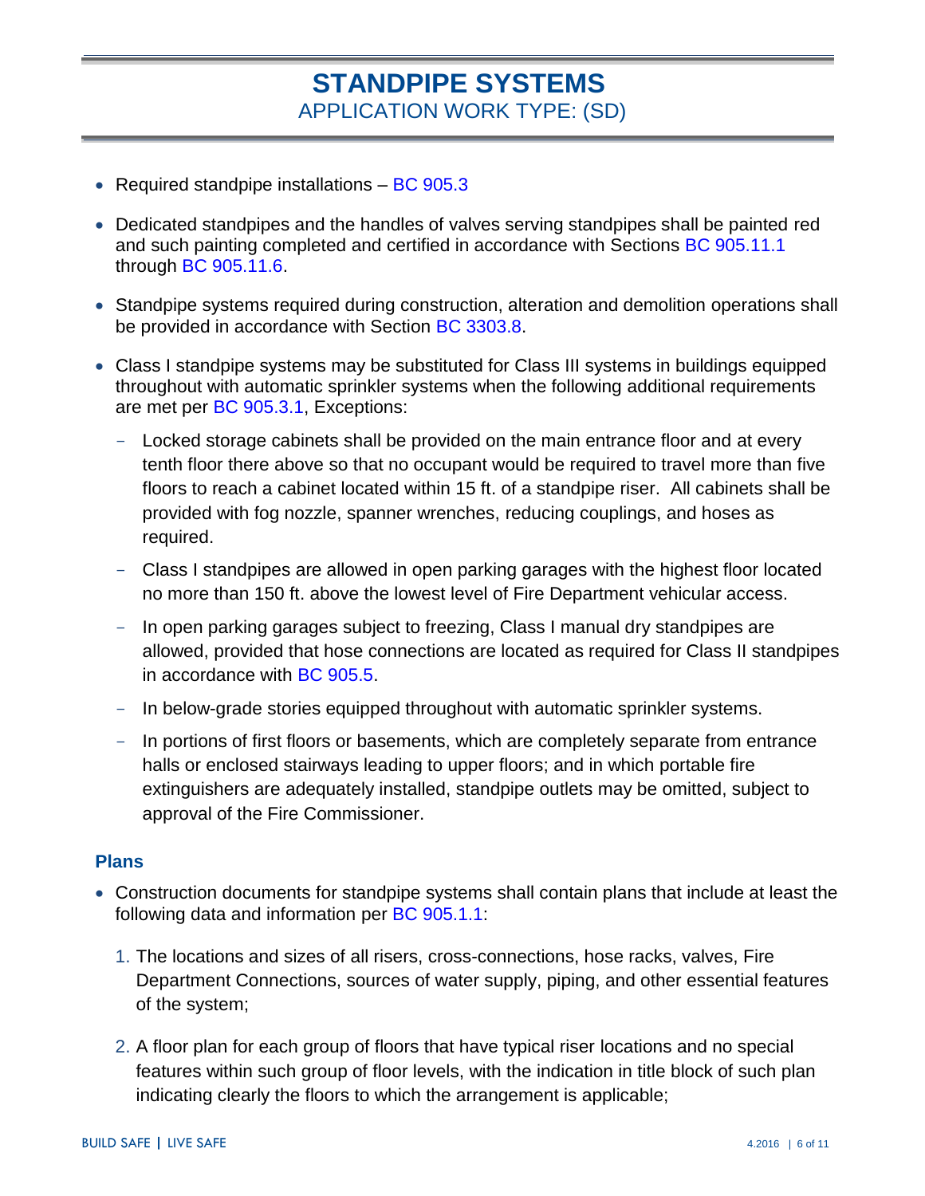# STANDPIPE SYSTEMS

## APPLICATION WORK TYPE: (SD)

- Required standpipe installations – BC 905.3
- Dedicated standpipes and the handles of valves serving standpipes shall be painted red and such painting completed and certified in accordance with Sections BC 905.11.1 through BC 905.11.6.
- Standpipe systems required during construction, alteration and demolition operations shall be provided in accordance with Section BC 3303.8.
- Class I standpipe systems may be substituted for Class III systems in buildings equipped throughout with automatic sprinkler systems when the following additional requirements are met per BC 905.3.1, Exceptions:
  - Locked storage cabinets shall be provided on the main entrance floor and at every tenth floor there above so that no occupant would be required to travel more than five floors to reach a cabinet located within 15 ft. of a standpipe riser. All cabinets shall be provided with fog nozzle, spanner wrenches, reducing couplings, and hoses as required.
  - Class I standpipes are allowed in open parking garages with the highest floor located no more than 150 ft. above the lowest level of Fire Department vehicular access.
  - In open parking garages subject to freezing, Class I manual dry standpipes are allowed, provided that hose connections are located as required for Class II standpipes in accordance with BC 905.5.
  - In below-grade stories equipped throughout with automatic sprinkler systems.
  - In portions of first floors or basements, which are completely separate from entrance halls or enclosed stairways leading to upper floors; and in which portable fire extinguishers are adequately installed, standpipe outlets may be omitted, subject to approval of the Fire Commissioner.

### Plans

- Construction documents for standpipe systems shall contain plans that include at least the following data and information per BC 905.1.1:
  1. The locations and sizes of all risers, cross-connections, hose racks, valves, Fire Department Connections, sources of water supply, piping, and other essential features of the system;
  2. A floor plan for each group of floors that have typical riser locations and no special features within such group of floor levels, with the indication in title block of such plan indicating clearly the floors to which the arrangement is applicable;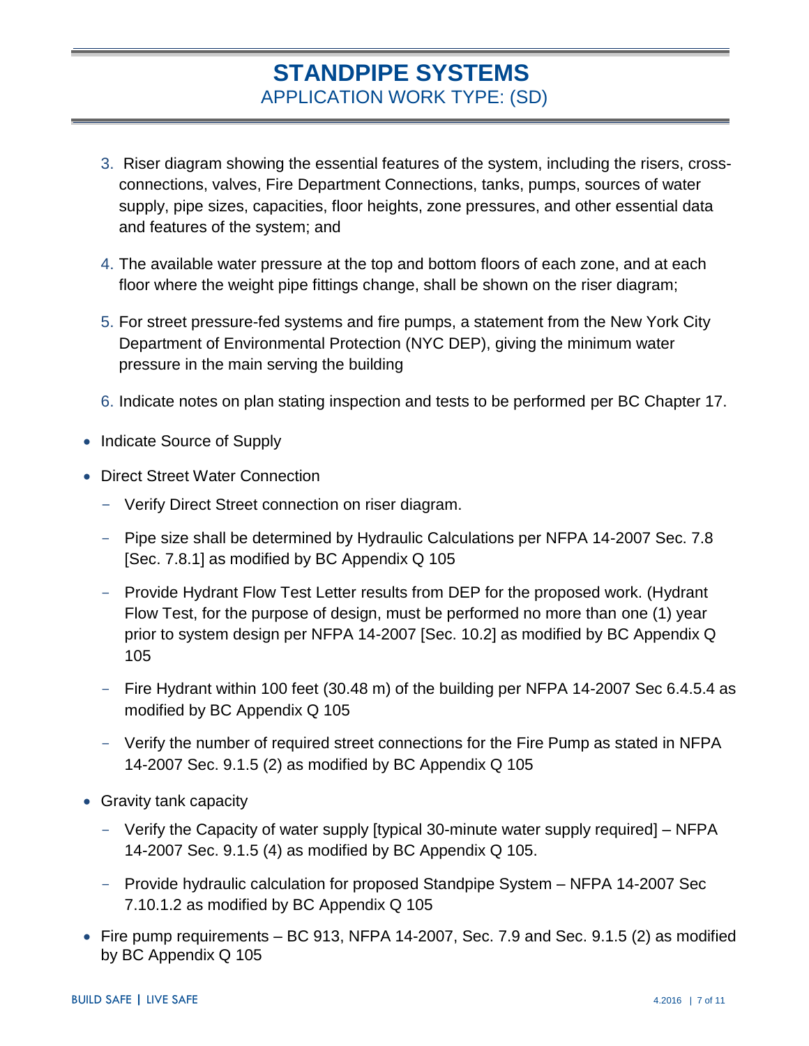# STANDPIPE SYSTEMS

## APPLICATION WORK TYPE: (SD)

3. Riser diagram showing the essential features of the system, including the risers, cross-connections, valves, Fire Department Connections, tanks, pumps, sources of water supply, pipe sizes, capacities, floor heights, zone pressures, and other essential data and features of the system; and

4. The available water pressure at the top and bottom floors of each zone, and at each floor where the weight pipe fittings change, shall be shown on the riser diagram;

5. For street pressure-fed systems and fire pumps, a statement from the New York City Department of Environmental Protection (NYC DEP), giving the minimum water pressure in the main serving the building

6. Indicate notes on plan stating inspection and tests to be performed per BC Chapter 17.

- Indicate Source of Supply
- Direct Street Water Connection
  - Verify Direct Street connection on riser diagram.
  - Pipe size shall be determined by Hydraulic Calculations per NFPA 14-2007 Sec. 7.8 [Sec. 7.8.1] as modified by BC Appendix Q 105
  - Provide Hydrant Flow Test Letter results from DEP for the proposed work. (Hydrant Flow Test, for the purpose of design, must be performed no more than one (1) year prior to system design per NFPA 14-2007 [Sec. 10.2] as modified by BC Appendix Q 105
  - Fire Hydrant within 100 feet (30.48 m) of the building per NFPA 14-2007 Sec 6.4.5.4 as modified by BC Appendix Q 105
  - Verify the number of required street connections for the Fire Pump as stated in NFPA 14-2007 Sec. 9.1.5 (2) as modified by BC Appendix Q 105
- Gravity tank capacity
  - Verify the Capacity of water supply [typical 30-minute water supply required] – NFPA 14-2007 Sec. 9.1.5 (4) as modified by BC Appendix Q 105.
  - Provide hydraulic calculation for proposed Standpipe System – NFPA 14-2007 Sec 7.10.1.2 as modified by BC Appendix Q 105
- Fire pump requirements – BC 913, NFPA 14-2007, Sec. 7.9 and Sec. 9.1.5 (2) as modified by BC Appendix Q 105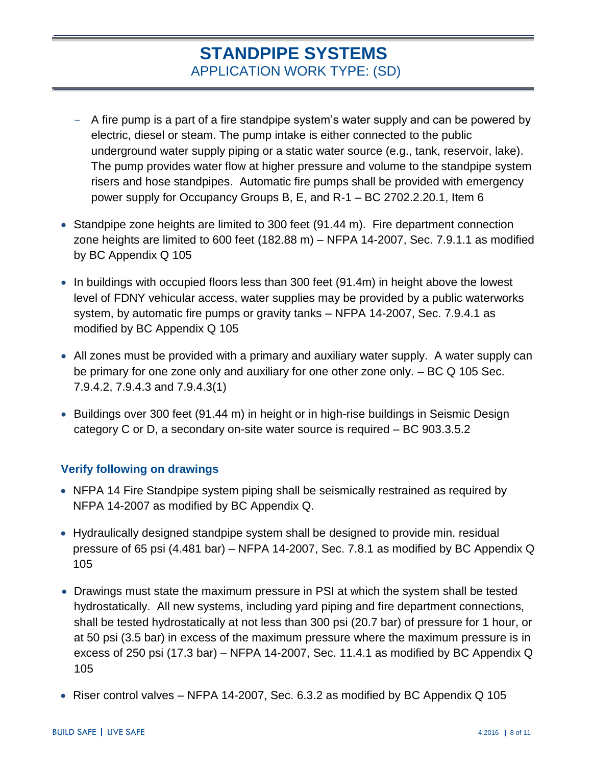# STANDPIPE SYSTEMS

## APPLICATION WORK TYPE: (SD)

- A fire pump is a part of a fire standpipe system's water supply and can be powered by electric, diesel or steam. The pump intake is either connected to the public underground water supply piping or a static water source (e.g., tank, reservoir, lake). The pump provides water flow at higher pressure and volume to the standpipe system risers and hose standpipes. Automatic fire pumps shall be provided with emergency power supply for Occupancy Groups B, E, and R-1 – BC 2702.2.20.1, Item 6

- Standpipe zone heights are limited to 300 feet (91.44 m). Fire department connection zone heights are limited to 600 feet (182.88 m) – NFPA 14-2007, Sec. 7.9.1.1 as modified by BC Appendix Q 105
- In buildings with occupied floors less than 300 feet (91.4m) in height above the lowest level of FDNY vehicular access, water supplies may be provided by a public waterworks system, by automatic fire pumps or gravity tanks – NFPA 14-2007, Sec. 7.9.4.1 as modified by BC Appendix Q 105
- All zones must be provided with a primary and auxiliary water supply. A water supply can be primary for one zone only and auxiliary for one other zone only. – BC Q 105 Sec. 7.9.4.2, 7.9.4.3 and 7.9.4.3(1)
- Buildings over 300 feet (91.44 m) in height or in high-rise buildings in Seismic Design category C or D, a secondary on-site water source is required – BC 903.3.5.2

### Verify following on drawings

- NFPA 14 Fire Standpipe system piping shall be seismically restrained as required by NFPA 14-2007 as modified by BC Appendix Q.
- Hydraulically designed standpipe system shall be designed to provide min. residual pressure of 65 psi (4.481 bar) – NFPA 14-2007, Sec. 7.8.1 as modified by BC Appendix Q 105
- Drawings must state the maximum pressure in PSI at which the system shall be tested hydrostatically. All new systems, including yard piping and fire department connections, shall be tested hydrostatically at not less than 300 psi (20.7 bar) of pressure for 1 hour, or at 50 psi (3.5 bar) in excess of the maximum pressure where the maximum pressure is in excess of 250 psi (17.3 bar) – NFPA 14-2007, Sec. 11.4.1 as modified by BC Appendix Q 105
- Riser control valves – NFPA 14-2007, Sec. 6.3.2 as modified by BC Appendix Q 105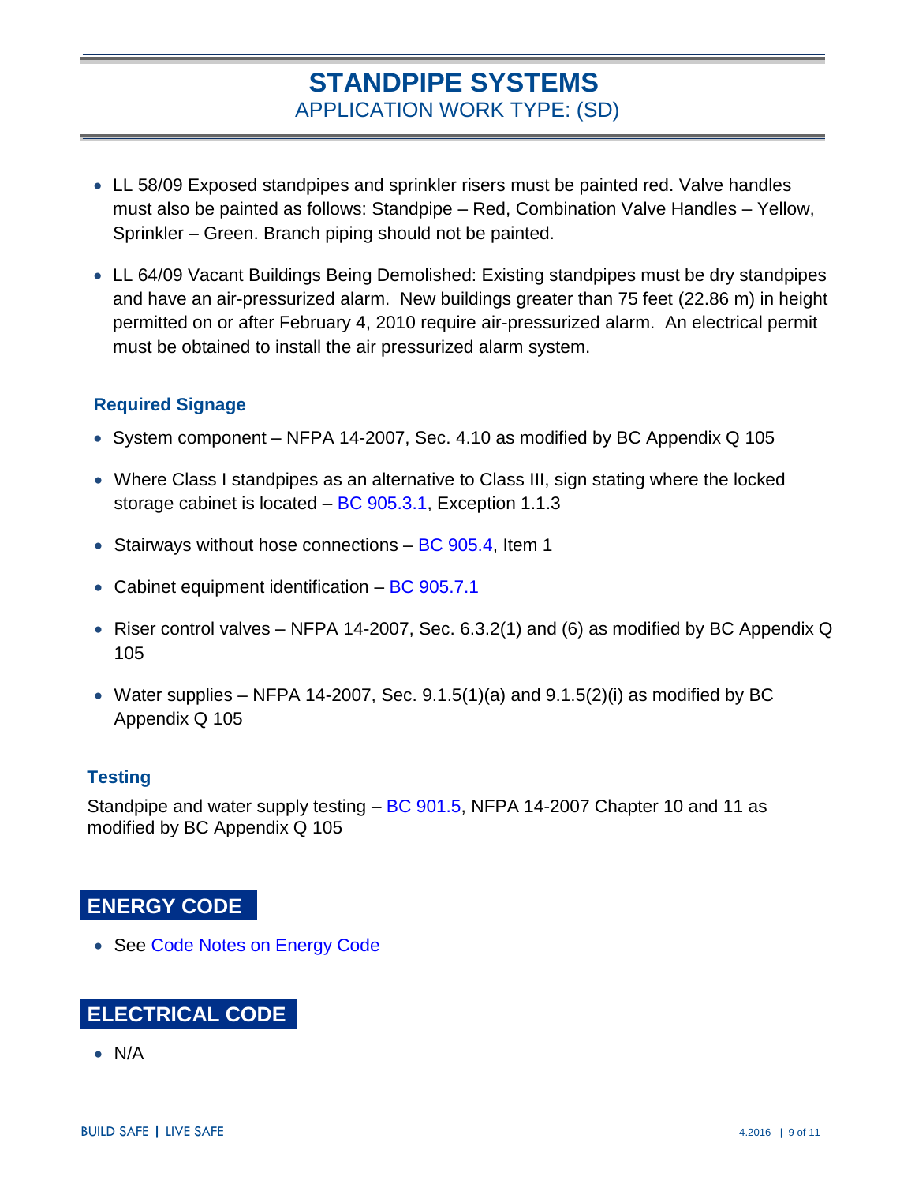# STANDPIPE SYSTEMS

## APPLICATION WORK TYPE: (SD)

- LL 58/09 Exposed standpipes and sprinkler risers must be painted red. Valve handles must also be painted as follows: Standpipe – Red, Combination Valve Handles – Yellow, Sprinkler – Green. Branch piping should not be painted.
- LL 64/09 Vacant Buildings Being Demolished: Existing standpipes must be dry standpipes and have an air-pressurized alarm. New buildings greater than 75 feet (22.86 m) in height permitted on or after February 4, 2010 require air-pressurized alarm. An electrical permit must be obtained to install the air pressurized alarm system.

### Required Signage

- System component – NFPA 14-2007, Sec. 4.10 as modified by BC Appendix Q 105
- Where Class I standpipes as an alternative to Class III, sign stating where the locked storage cabinet is located – BC 905.3.1, Exception 1.1.3
- Stairways without hose connections – BC 905.4, Item 1
- Cabinet equipment identification – BC 905.7.1
- Riser control valves – NFPA 14-2007, Sec. 6.3.2(1) and (6) as modified by BC Appendix Q 105
- Water supplies – NFPA 14-2007, Sec. 9.1.5(1)(a) and 9.1.5(2)(i) as modified by BC Appendix Q 105

### Testing

Standpipe and water supply testing – BC 901.5, NFPA 14-2007 Chapter 10 and 11 as modified by BC Appendix Q 105

## ENERGY CODE

- See Code Notes on Energy Code

## ELECTRICAL CODE

- N/A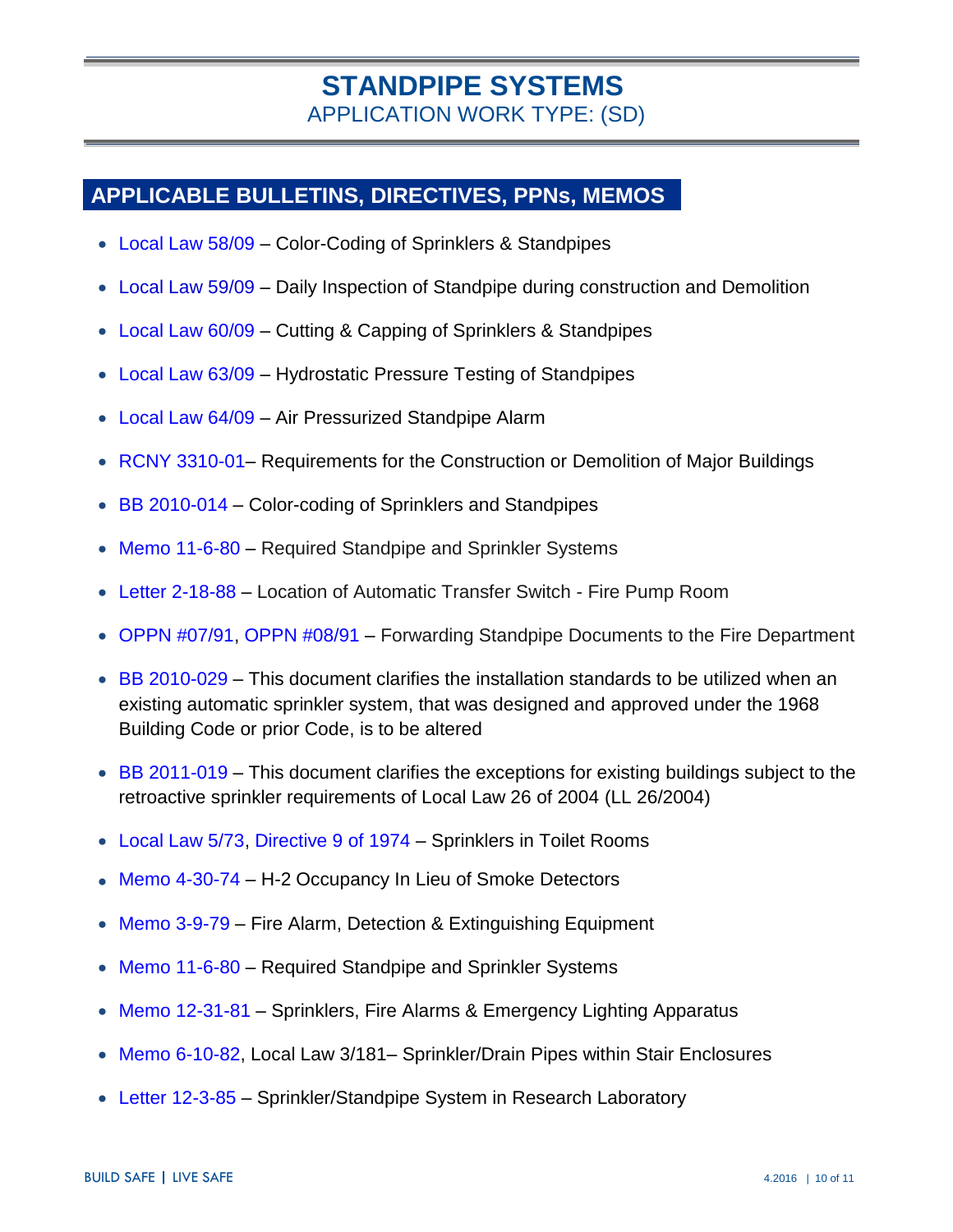# STANDPIPE SYSTEMS

APPLICATION WORK TYPE: (SD)

## APPLICABLE BULLETINS, DIRECTIVES, PPNs, MEMOS

- Local Law 58/09 – Color-Coding of Sprinklers & Standpipes
- Local Law 59/09 – Daily Inspection of Standpipe during construction and Demolition
- Local Law 60/09 – Cutting & Capping of Sprinklers & Standpipes
- Local Law 63/09 – Hydrostatic Pressure Testing of Standpipes
- Local Law 64/09 – Air Pressurized Standpipe Alarm
- RCNY 3310-01– Requirements for the Construction or Demolition of Major Buildings
- BB 2010-014 – Color-coding of Sprinklers and Standpipes
- Memo 11-6-80 – Required Standpipe and Sprinkler Systems
- Letter 2-18-88 – Location of Automatic Transfer Switch - Fire Pump Room
- OPPN #07/91, OPPN #08/91 – Forwarding Standpipe Documents to the Fire Department
- BB 2010-029 – This document clarifies the installation standards to be utilized when an existing automatic sprinkler system, that was designed and approved under the 1968 Building Code or prior Code, is to be altered
- BB 2011-019 – This document clarifies the exceptions for existing buildings subject to the retroactive sprinkler requirements of Local Law 26 of 2004 (LL 26/2004)
- Local Law 5/73, Directive 9 of 1974 – Sprinklers in Toilet Rooms
- Memo 4-30-74 – H-2 Occupancy In Lieu of Smoke Detectors
- Memo 3-9-79 – Fire Alarm, Detection & Extinguishing Equipment
- Memo 11-6-80 – Required Standpipe and Sprinkler Systems
- Memo 12-31-81 – Sprinklers, Fire Alarms & Emergency Lighting Apparatus
- Memo 6-10-82, Local Law 3/181– Sprinkler/Drain Pipes within Stair Enclosures
- Letter 12-3-85 – Sprinkler/Standpipe System in Research Laboratory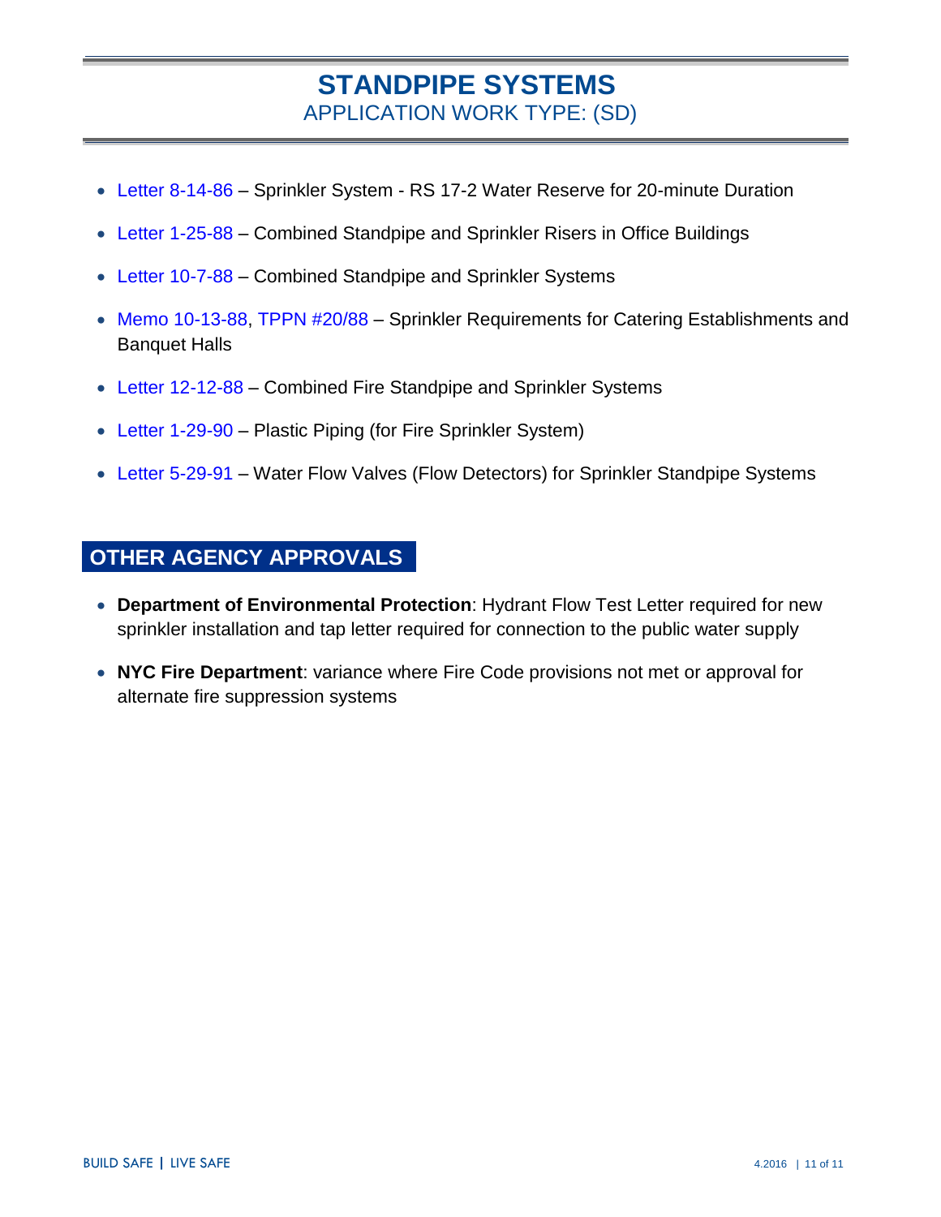# STANDPIPE SYSTEMS

## APPLICATION WORK TYPE: (SD)

- Letter 8-14-86 – Sprinkler System - RS 17-2 Water Reserve for 20-minute Duration
- Letter 1-25-88 – Combined Standpipe and Sprinkler Risers in Office Buildings
- Letter 10-7-88 – Combined Standpipe and Sprinkler Systems
- Memo 10-13-88, TPPN #20/88 – Sprinkler Requirements for Catering Establishments and Banquet Halls
- Letter 12-12-88 – Combined Fire Standpipe and Sprinkler Systems
- Letter 1-29-90 – Plastic Piping (for Fire Sprinkler System)
- Letter 5-29-91 – Water Flow Valves (Flow Detectors) for Sprinkler Standpipe Systems

## OTHER AGENCY APPROVALS

- **Department of Environmental Protection**: Hydrant Flow Test Letter required for new sprinkler installation and tap letter required for connection to the public water supply
- **NYC Fire Department**: variance where Fire Code provisions not met or approval for alternate fire suppression systems